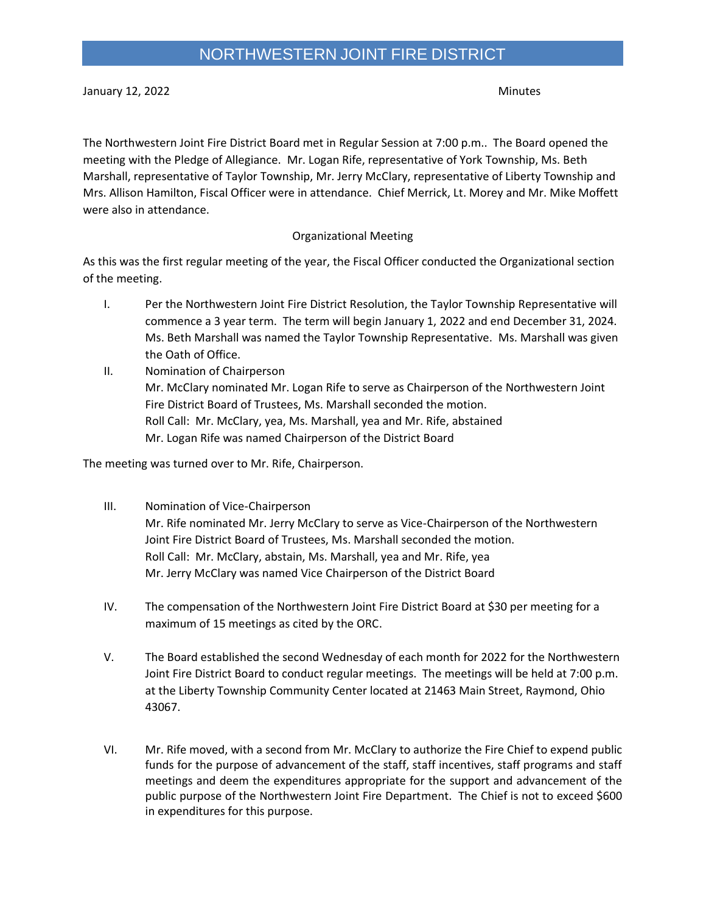# NORTHWESTERN JOINT FIRE DISTRICT

January 12, 2022 Minutes

The Northwestern Joint Fire District Board met in Regular Session at 7:00 p.m.. The Board opened the meeting with the Pledge of Allegiance. Mr. Logan Rife, representative of York Township, Ms. Beth Marshall, representative of Taylor Township, Mr. Jerry McClary, representative of Liberty Township and Mrs. Allison Hamilton, Fiscal Officer were in attendance. Chief Merrick, Lt. Morey and Mr. Mike Moffett were also in attendance.

Organizational Meeting

As this was the first regular meeting of the year, the Fiscal Officer conducted the Organizational section of the meeting.

I. Per the Northwestern Joint Fire District Resolution, the Taylor Township Representative will commence a 3 year term. The term will begin January 1, 2022 and end December 31, 2024. Ms. Beth Marshall was named the Taylor Township Representative. Ms. Marshall was given the Oath of Office.

II. Nomination of Chairperson
Mr. McClary nominated Mr. Logan Rife to serve as Chairperson of the Northwestern Joint Fire District Board of Trustees, Ms. Marshall seconded the motion.
Roll Call: Mr. McClary, yea, Ms. Marshall, yea and Mr. Rife, abstained
Mr. Logan Rife was named Chairperson of the District Board

The meeting was turned over to Mr. Rife, Chairperson.

III. Nomination of Vice-Chairperson
Mr. Rife nominated Mr. Jerry McClary to serve as Vice-Chairperson of the Northwestern Joint Fire District Board of Trustees, Ms. Marshall seconded the motion.
Roll Call: Mr. McClary, abstain, Ms. Marshall, yea and Mr. Rife, yea
Mr. Jerry McClary was named Vice Chairperson of the District Board

IV. The compensation of the Northwestern Joint Fire District Board at $30 per meeting for a maximum of 15 meetings as cited by the ORC.

V. The Board established the second Wednesday of each month for 2022 for the Northwestern Joint Fire District Board to conduct regular meetings. The meetings will be held at 7:00 p.m. at the Liberty Township Community Center located at 21463 Main Street, Raymond, Ohio 43067.

VI. Mr. Rife moved, with a second from Mr. McClary to authorize the Fire Chief to expend public funds for the purpose of advancement of the staff, staff incentives, staff programs and staff meetings and deem the expenditures appropriate for the support and advancement of the public purpose of the Northwestern Joint Fire Department. The Chief is not to exceed $600 in expenditures for this purpose.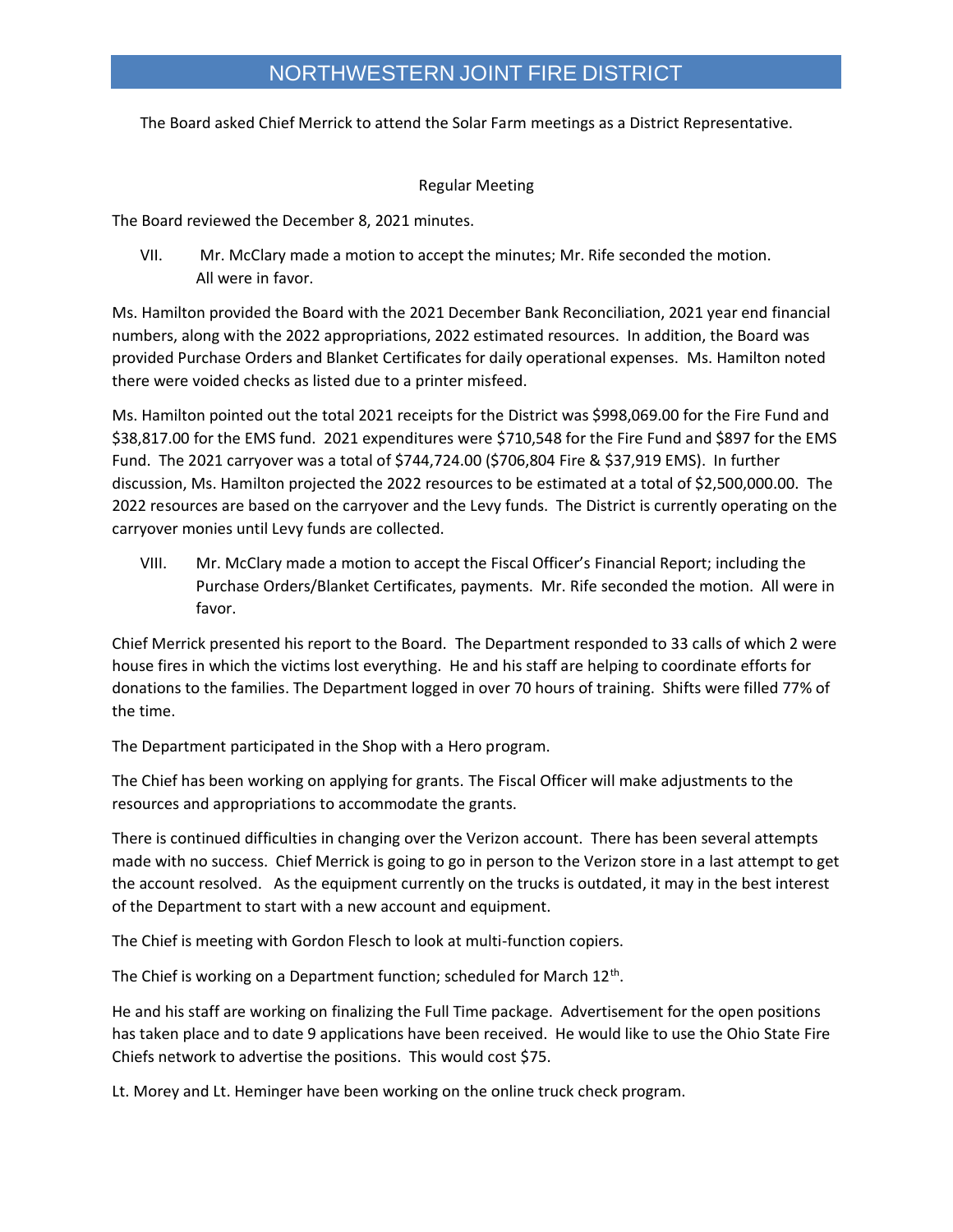The Board asked Chief Merrick to attend the Solar Farm meetings as a District Representative.

Regular Meeting

The Board reviewed the December 8, 2021 minutes.

VII. Mr. McClary made a motion to accept the minutes; Mr. Rife seconded the motion. All were in favor.

Ms. Hamilton provided the Board with the 2021 December Bank Reconciliation, 2021 year end financial numbers, along with the 2022 appropriations, 2022 estimated resources. In addition, the Board was provided Purchase Orders and Blanket Certificates for daily operational expenses. Ms. Hamilton noted there were voided checks as listed due to a printer misfeed.

Ms. Hamilton pointed out the total 2021 receipts for the District was $998,069.00 for the Fire Fund and $38,817.00 for the EMS fund. 2021 expenditures were $710,548 for the Fire Fund and $897 for the EMS Fund. The 2021 carryover was a total of $744,724.00 ($706,804 Fire & $37,919 EMS). In further discussion, Ms. Hamilton projected the 2022 resources to be estimated at a total of $2,500,000.00. The 2022 resources are based on the carryover and the Levy funds. The District is currently operating on the carryover monies until Levy funds are collected.

VIII. Mr. McClary made a motion to accept the Fiscal Officer's Financial Report; including the Purchase Orders/Blanket Certificates, payments. Mr. Rife seconded the motion. All were in favor.

Chief Merrick presented his report to the Board. The Department responded to 33 calls of which 2 were house fires in which the victims lost everything. He and his staff are helping to coordinate efforts for donations to the families. The Department logged in over 70 hours of training. Shifts were filled 77% of the time.

The Department participated in the Shop with a Hero program.

The Chief has been working on applying for grants. The Fiscal Officer will make adjustments to the resources and appropriations to accommodate the grants.

There is continued difficulties in changing over the Verizon account. There has been several attempts made with no success. Chief Merrick is going to go in person to the Verizon store in a last attempt to get the account resolved. As the equipment currently on the trucks is outdated, it may in the best interest of the Department to start with a new account and equipment.

The Chief is meeting with Gordon Flesch to look at multi-function copiers.

The Chief is working on a Department function; scheduled for March 12th.

He and his staff are working on finalizing the Full Time package. Advertisement for the open positions has taken place and to date 9 applications have been received. He would like to use the Ohio State Fire Chiefs network to advertise the positions. This would cost $75.

Lt. Morey and Lt. Heminger have been working on the online truck check program.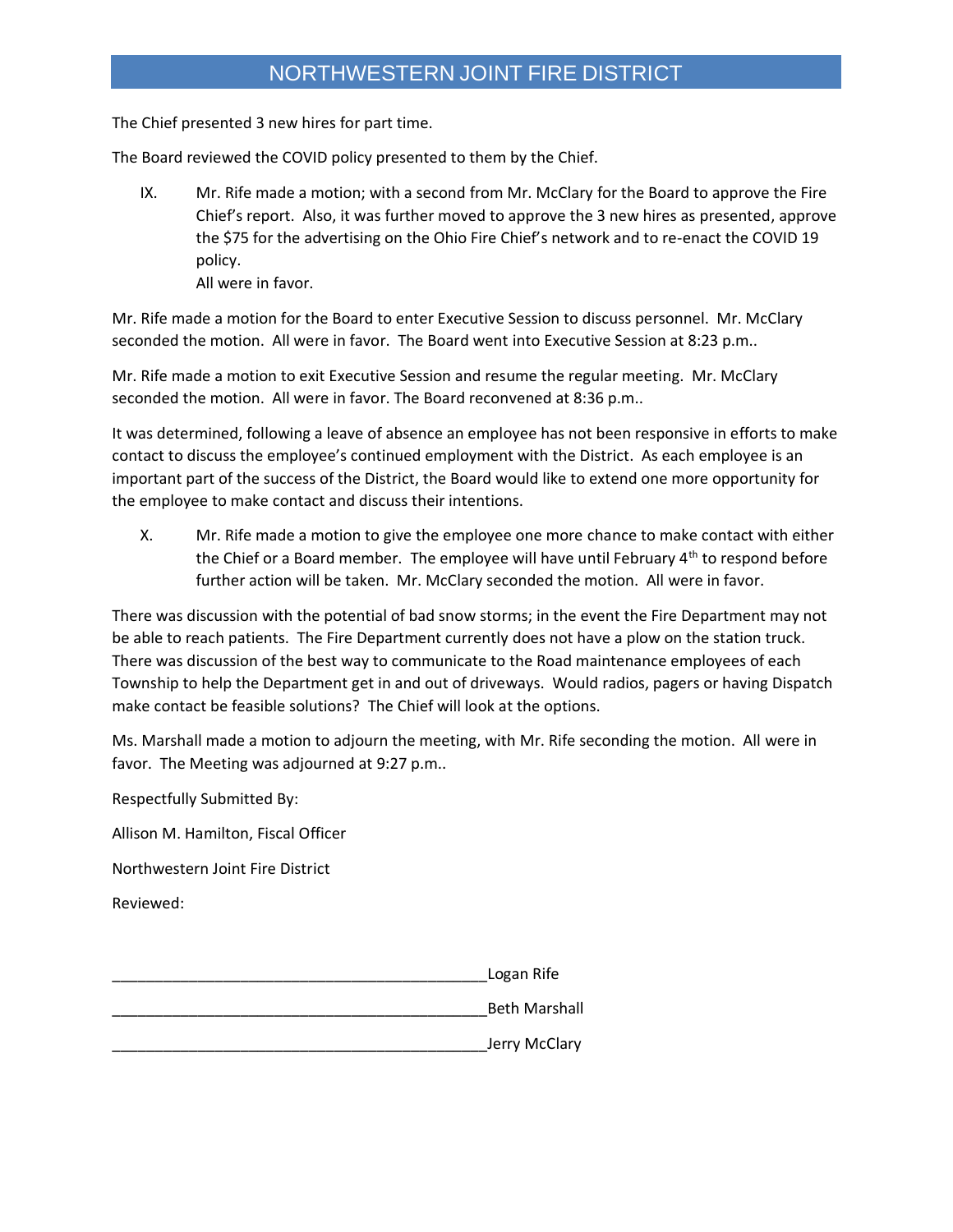The Chief presented 3 new hires for part time.

The Board reviewed the COVID policy presented to them by the Chief.

IX. Mr. Rife made a motion; with a second from Mr. McClary for the Board to approve the Fire Chief's report. Also, it was further moved to approve the 3 new hires as presented, approve the $75 for the advertising on the Ohio Fire Chief's network and to re-enact the COVID 19 policy.
All were in favor.

Mr. Rife made a motion for the Board to enter Executive Session to discuss personnel. Mr. McClary seconded the motion. All were in favor. The Board went into Executive Session at 8:23 p.m..

Mr. Rife made a motion to exit Executive Session and resume the regular meeting. Mr. McClary seconded the motion. All were in favor. The Board reconvened at 8:36 p.m..

It was determined, following a leave of absence an employee has not been responsive in efforts to make contact to discuss the employee's continued employment with the District. As each employee is an important part of the success of the District, the Board would like to extend one more opportunity for the employee to make contact and discuss their intentions.

X. Mr. Rife made a motion to give the employee one more chance to make contact with either the Chief or a Board member. The employee will have until February 4th to respond before further action will be taken. Mr. McClary seconded the motion. All were in favor.

There was discussion with the potential of bad snow storms; in the event the Fire Department may not be able to reach patients. The Fire Department currently does not have a plow on the station truck. There was discussion of the best way to communicate to the Road maintenance employees of each Township to help the Department get in and out of driveways. Would radios, pagers or having Dispatch make contact be feasible solutions? The Chief will look at the options.

Ms. Marshall made a motion to adjourn the meeting, with Mr. Rife seconding the motion. All were in favor. The Meeting was adjourned at 9:27 p.m..

Respectfully Submitted By:

Allison M. Hamilton, Fiscal Officer

Northwestern Joint Fire District

Reviewed:

\_\_\_\_\_\_\_\_\_\_\_\_\_\_\_\_\_\_\_\_\_\_\_\_\_\_\_\_\_\_\_\_\_\_\_\_\_\_\_\_\_\_\_\_Logan Rife

\_\_\_\_\_\_\_\_\_\_\_\_\_\_\_\_\_\_\_\_\_\_\_\_\_\_\_\_\_\_\_\_\_\_\_\_\_\_\_\_\_\_\_\_Beth Marshall

\_\_\_\_\_\_\_\_\_\_\_\_\_\_\_\_\_\_\_\_\_\_\_\_\_\_\_\_\_\_\_\_\_\_\_\_\_\_\_\_\_\_\_\_Jerry McClary